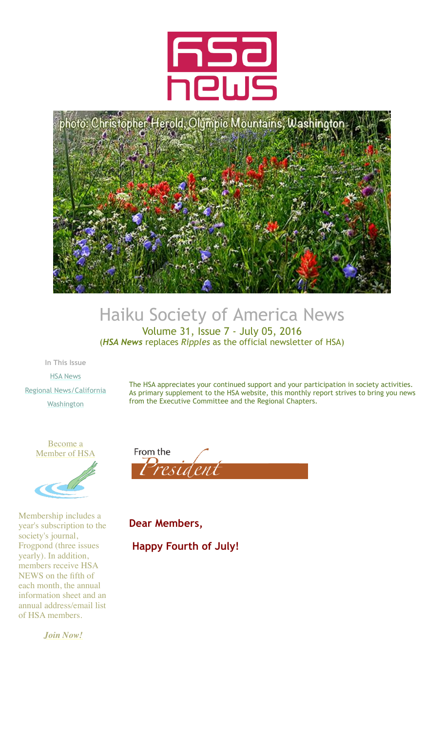# HSA News

photo: Christopher Herold, Olympic Mountains, Washington

## Haiku Society of America News

Volume 31, Issue 7 - July 05, 2016

(***HSA News*** replaces *Ripples* as the official newsletter of HSA)

**In This Issue**

HSA News

Regional News/California

Washington

The HSA appreciates your continued support and your participation in society activities. As primary supplement to the HSA website, this monthly report strives to bring you news from the Executive Committee and the Regional Chapters.

Become a Member of HSA

Membership includes a year's subscription to the society's journal, Frogpond (three issues yearly). In addition, members receive HSA NEWS on the fifth of each month, the annual information sheet and an annual address/email list of HSA members.

***Join Now!***

## From the President

**Dear Members,**

**Happy Fourth of July!**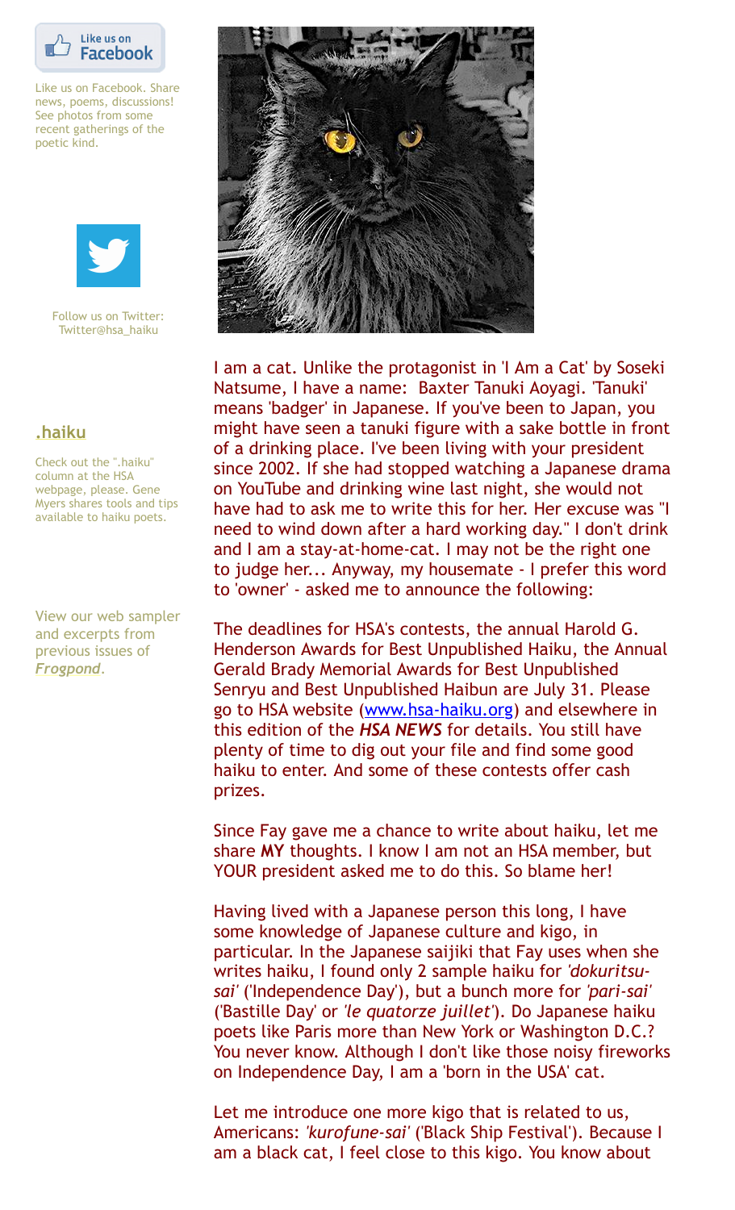Like us on Facebook. Share news, poems, discussions! See photos from some recent gatherings of the poetic kind.

Follow us on Twitter: Twitter@hsa_haiku

**.haiku**

Check out the ".haiku" column at the HSA webpage, please. Gene Myers shares tools and tips available to haiku poets.

View our web sampler and excerpts from previous issues of ***Frogpond***.

I am a cat. Unlike the protagonist in 'I Am a Cat' by Soseki Natsume, I have a name: Baxter Tanuki Aoyagi. 'Tanuki' means 'badger' in Japanese. If you've been to Japan, you might have seen a tanuki figure with a sake bottle in front of a drinking place. I've been living with your president since 2002. If she had stopped watching a Japanese drama on YouTube and drinking wine last night, she would not have had to ask me to write this for her. Her excuse was "I need to wind down after a hard working day." I don't drink and I am a stay-at-home-cat. I may not be the right one to judge her... Anyway, my housemate - I prefer this word to 'owner' - asked me to announce the following:

The deadlines for HSA's contests, the annual Harold G. Henderson Awards for Best Unpublished Haiku, the Annual Gerald Brady Memorial Awards for Best Unpublished Senryu and Best Unpublished Haibun are July 31. Please go to HSA website (www.hsa-haiku.org) and elsewhere in this edition of the ***HSA NEWS*** for details. You still have plenty of time to dig out your file and find some good haiku to enter. And some of these contests offer cash prizes.

Since Fay gave me a chance to write about haiku, let me share **MY** thoughts. I know I am not an HSA member, but YOUR president asked me to do this. So blame her!

Having lived with a Japanese person this long, I have some knowledge of Japanese culture and kigo, in particular. In the Japanese saijiki that Fay uses when she writes haiku, I found only 2 sample haiku for *'dokuritsu-sai'* ('Independence Day'), but a bunch more for *'pari-sai'* ('Bastille Day' or *'le quatorze juillet'*). Do Japanese haiku poets like Paris more than New York or Washington D.C.? You never know. Although I don't like those noisy fireworks on Independence Day, I am a 'born in the USA' cat.

Let me introduce one more kigo that is related to us, Americans: *'kurofune-sai'* ('Black Ship Festival'). Because I am a black cat, I feel close to this kigo. You know about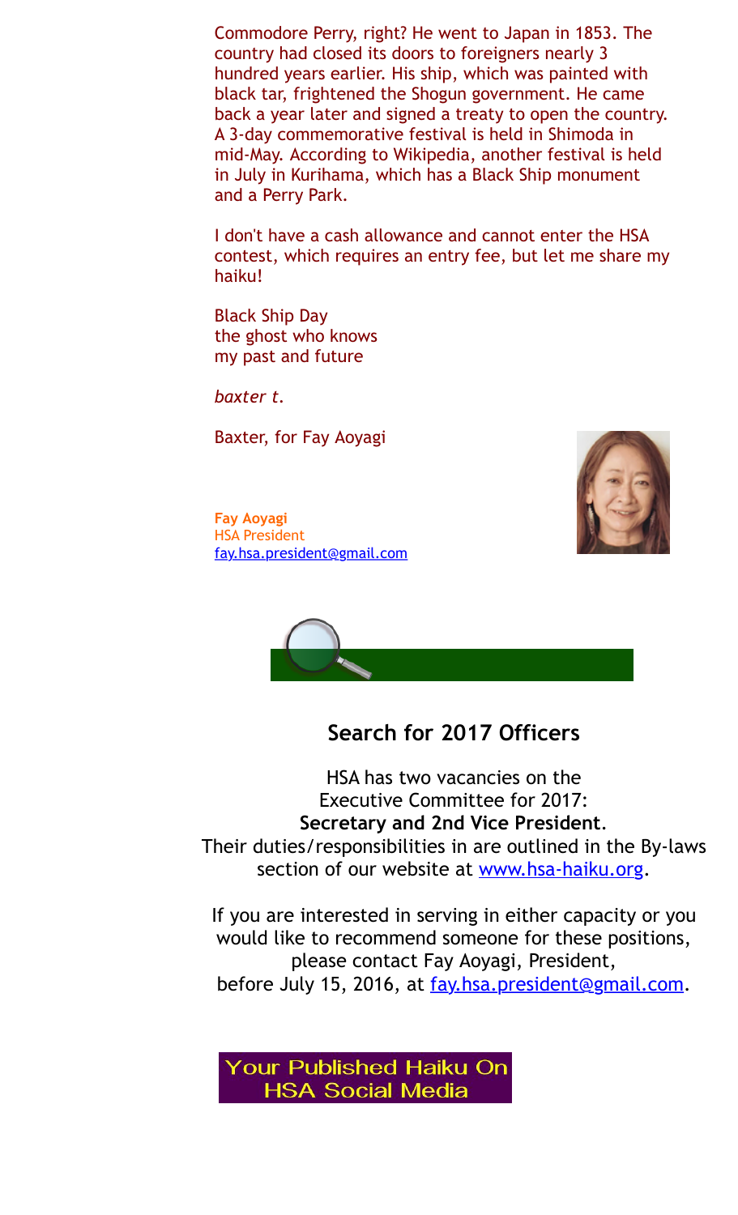Commodore Perry, right? He went to Japan in 1853. The country had closed its doors to foreigners nearly 3 hundred years earlier. His ship, which was painted with black tar, frightened the Shogun government. He came back a year later and signed a treaty to open the country. A 3-day commemorative festival is held in Shimoda in mid-May. According to Wikipedia, another festival is held in July in Kurihama, which has a Black Ship monument and a Perry Park.

I don't have a cash allowance and cannot enter the HSA contest, which requires an entry fee, but let me share my haiku!

Black Ship Day  
the ghost who knows  
my past and future

*baxter t.*

Baxter, for Fay Aoyagi

**Fay Aoyagi**  
HSA President  
fay.hsa.president@gmail.com

## Search for 2017 Officers

HSA has two vacancies on the Executive Committee for 2017: **Secretary and 2nd Vice President**. Their duties/responsibilities in are outlined in the By-laws section of our website at www.hsa-haiku.org.

If you are interested in serving in either capacity or you would like to recommend someone for these positions, please contact Fay Aoyagi, President, before July 15, 2016, at fay.hsa.president@gmail.com.

Your Published Haiku On HSA Social Media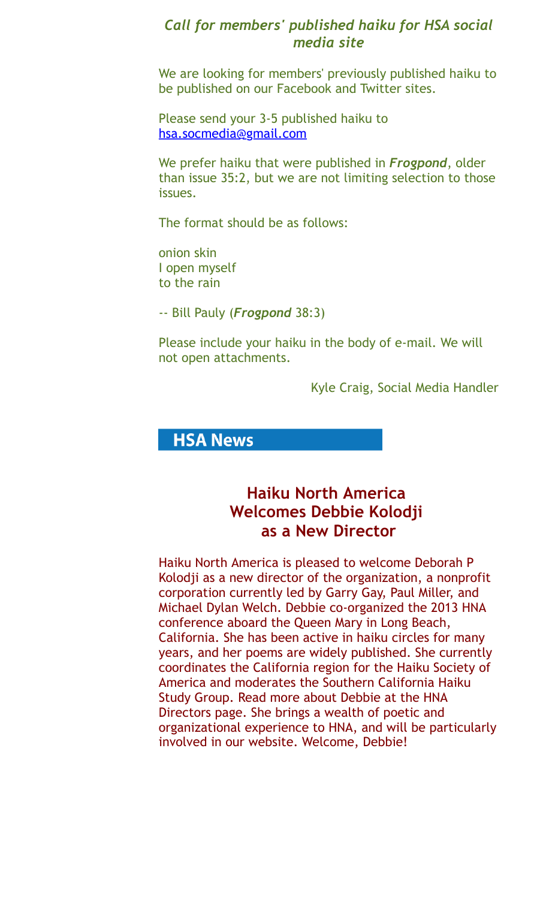### *Call for members' published haiku for HSA social media site*

We are looking for members' previously published haiku to be published on our Facebook and Twitter sites.

Please send your 3-5 published haiku to hsa.socmedia@gmail.com

We prefer haiku that were published in ***Frogpond***, older than issue 35:2, but we are not limiting selection to those issues.

The format should be as follows:

onion skin
I open myself
to the rain

-- Bill Pauly (***Frogpond*** 38:3)

Please include your haiku in the body of e-mail. We will not open attachments.

Kyle Craig, Social Media Handler

## HSA News

### Haiku North America Welcomes Debbie Kolodji as a New Director

Haiku North America is pleased to welcome Deborah P Kolodji as a new director of the organization, a nonprofit corporation currently led by Garry Gay, Paul Miller, and Michael Dylan Welch. Debbie co-organized the 2013 HNA conference aboard the Queen Mary in Long Beach, California. She has been active in haiku circles for many years, and her poems are widely published. She currently coordinates the California region for the Haiku Society of America and moderates the Southern California Haiku Study Group. Read more about Debbie at the HNA Directors page. She brings a wealth of poetic and organizational experience to HNA, and will be particularly involved in our website. Welcome, Debbie!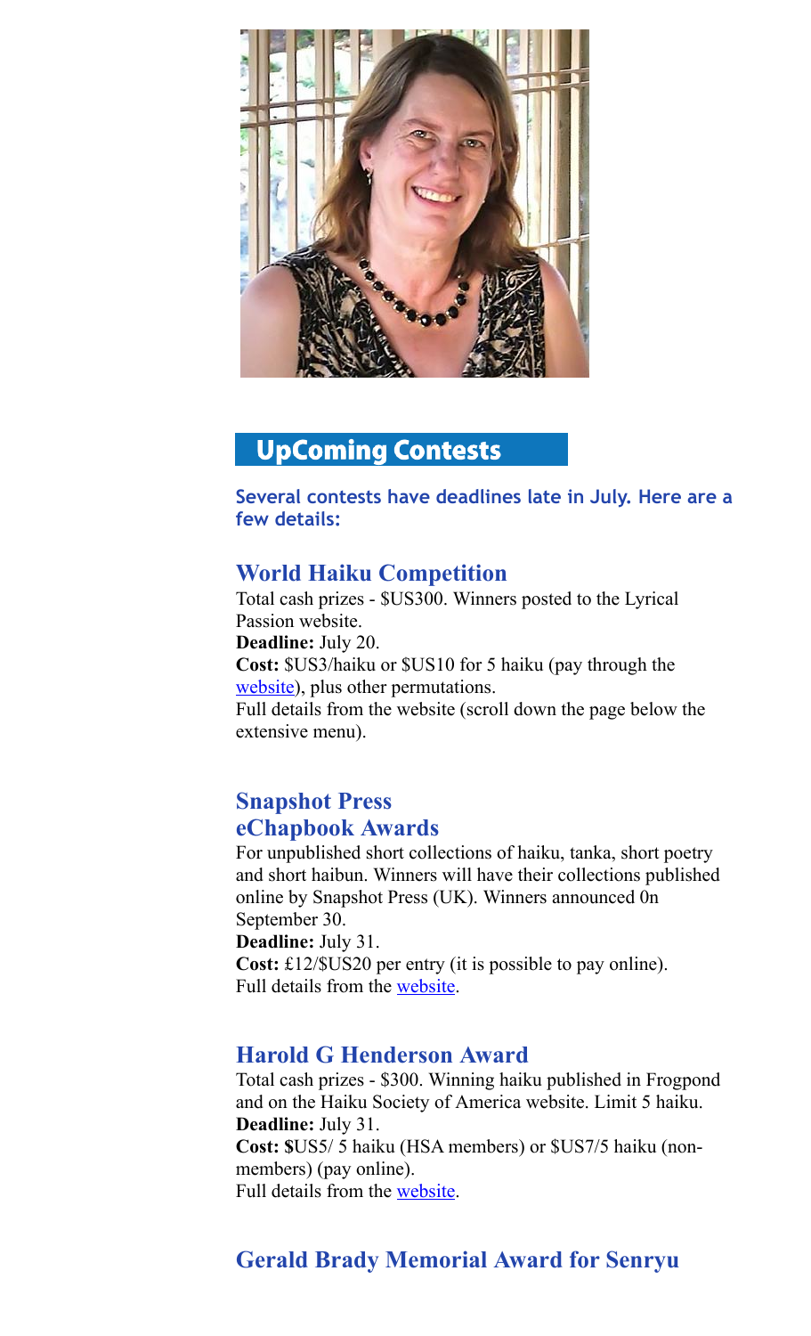## UpComing Contests

**Several contests have deadlines late in July. Here are a few details:**

### World Haiku Competition

Total cash prizes - $US300. Winners posted to the Lyrical Passion website.
**Deadline:** July 20.
**Cost:** $US3/haiku or $US10 for 5 haiku (pay through the website), plus other permutations.
Full details from the website (scroll down the page below the extensive menu).

### Snapshot Press eChapbook Awards

For unpublished short collections of haiku, tanka, short poetry and short haibun. Winners will have their collections published online by Snapshot Press (UK). Winners announced 0n September 30.
**Deadline:** July 31.
**Cost:** £12/$US20 per entry (it is possible to pay online).
Full details from the website.

### Harold G Henderson Award

Total cash prizes - $300. Winning haiku published in Frogpond and on the Haiku Society of America website. Limit 5 haiku.
**Deadline:** July 31.
**Cost:** $US5/ 5 haiku (HSA members) or $US7/5 haiku (non-members) (pay online).
Full details from the website.

### Gerald Brady Memorial Award for Senryu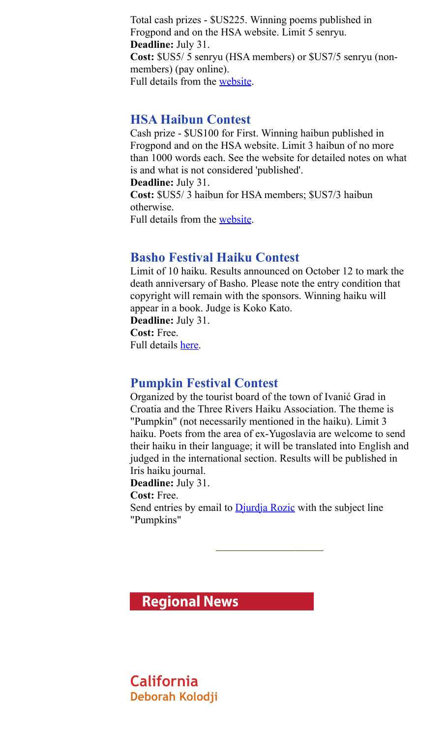Total cash prizes - $US225. Winning poems published in Frogpond and on the HSA website. Limit 5 senryu.
**Deadline:** July 31.
**Cost:** $US5/ 5 senryu (HSA members) or $US7/5 senryu (non-members) (pay online).
Full details from the website.

## HSA Haibun Contest

Cash prize - $US100 for First. Winning haibun published in Frogpond and on the HSA website. Limit 3 haibun of no more than 1000 words each. See the website for detailed notes on what is and what is not considered 'published'.
**Deadline:** July 31.
**Cost:** $US5/ 3 haibun for HSA members; $US7/3 haibun otherwise.
Full details from the website.

## Basho Festival Haiku Contest

Limit of 10 haiku. Results announced on October 12 to mark the death anniversary of Basho. Please note the entry condition that copyright will remain with the sponsors. Winning haiku will appear in a book. Judge is Koko Kato.
**Deadline:** July 31.
**Cost:** Free.
Full details here.

## Pumpkin Festival Contest

Organized by the tourist board of the town of Ivanić Grad in Croatia and the Three Rivers Haiku Association. The theme is "Pumpkin" (not necessarily mentioned in the haiku). Limit 3 haiku. Poets from the area of ex-Yugoslavia are welcome to send their haiku in their language; it will be translated into English and judged in the international section. Results will be published in Iris haiku journal.
**Deadline:** July 31.
**Cost:** Free.
Send entries by email to Djurdja Rozic with the subject line "Pumpkins"

---

# Regional News

## California

### Deborah Kolodji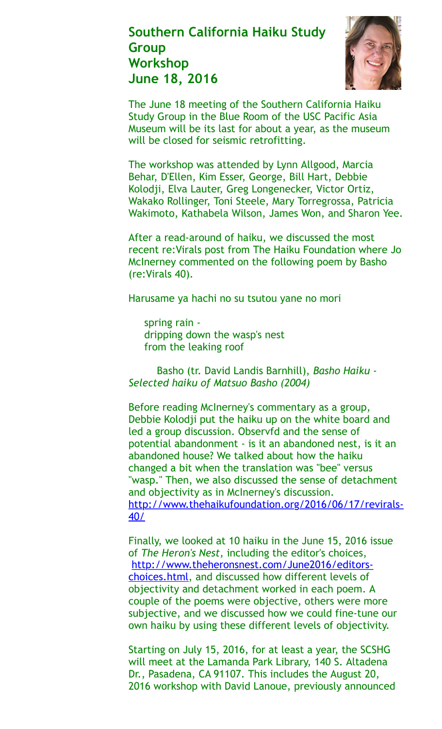## Southern California Haiku Study Group Workshop June 18, 2016

The June 18 meeting of the Southern California Haiku Study Group in the Blue Room of the USC Pacific Asia Museum will be its last for about a year, as the museum will be closed for seismic retrofitting.

The workshop was attended by Lynn Allgood, Marcia Behar, D'Ellen, Kim Esser, George, Bill Hart, Debbie Kolodji, Elva Lauter, Greg Longenecker, Victor Ortiz, Wakako Rollinger, Toni Steele, Mary Torregrossa, Patricia Wakimoto, Kathabela Wilson, James Won, and Sharon Yee.

After a read-around of haiku, we discussed the most recent re:Virals post from The Haiku Foundation where Jo McInerney commented on the following poem by Basho (re:Virals 40).

Harusame ya hachi no su tsutou yane no mori

> spring rain -
> dripping down the wasp's nest
> from the leaking roof

Basho (tr. David Landis Barnhill), *Basho Haiku - Selected haiku of Matsuo Basho (2004)*

Before reading McInerney's commentary as a group, Debbie Kolodji put the haiku up on the white board and led a group discussion. Observfd and the sense of potential abandonment - is it an abandoned nest, is it an abandoned house? We talked about how the haiku changed a bit when the translation was "bee" versus "wasp." Then, we also discussed the sense of detachment and objectivity as in McInerney's discussion. http://www.thehaikufoundation.org/2016/06/17/revirals-40/

Finally, we looked at 10 haiku in the June 15, 2016 issue of *The Heron's Nest*, including the editor's choices, http://www.theheronsnest.com/June2016/editors-choices.html, and discussed how different levels of objectivity and detachment worked in each poem. A couple of the poems were objective, others were more subjective, and we discussed how we could fine-tune our own haiku by using these different levels of objectivity.

Starting on July 15, 2016, for at least a year, the SCSHG will meet at the Lamanda Park Library, 140 S. Altadena Dr., Pasadena, CA 91107. This includes the August 20, 2016 workshop with David Lanoue, previously announced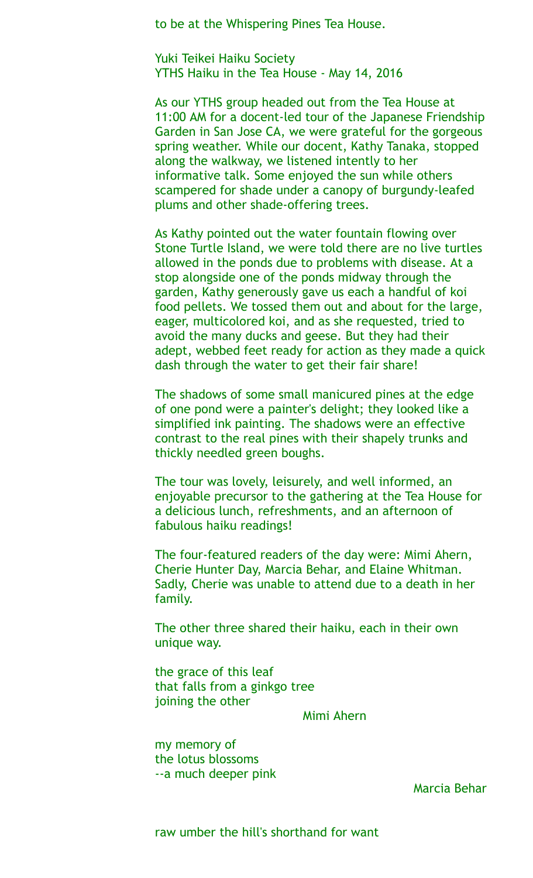to be at the Whispering Pines Tea House.

Yuki Teikei Haiku Society
YTHS Haiku in the Tea House - May 14, 2016

As our YTHS group headed out from the Tea House at 11:00 AM for a docent-led tour of the Japanese Friendship Garden in San Jose CA, we were grateful for the gorgeous spring weather. While our docent, Kathy Tanaka, stopped along the walkway, we listened intently to her informative talk. Some enjoyed the sun while others scampered for shade under a canopy of burgundy-leafed plums and other shade-offering trees.

As Kathy pointed out the water fountain flowing over Stone Turtle Island, we were told there are no live turtles allowed in the ponds due to problems with disease. At a stop alongside one of the ponds midway through the garden, Kathy generously gave us each a handful of koi food pellets. We tossed them out and about for the large, eager, multicolored koi, and as she requested, tried to avoid the many ducks and geese. But they had their adept, webbed feet ready for action as they made a quick dash through the water to get their fair share!

The shadows of some small manicured pines at the edge of one pond were a painter's delight; they looked like a simplified ink painting. The shadows were an effective contrast to the real pines with their shapely trunks and thickly needled green boughs.

The tour was lovely, leisurely, and well informed, an enjoyable precursor to the gathering at the Tea House for a delicious lunch, refreshments, and an afternoon of fabulous haiku readings!

The four-featured readers of the day were: Mimi Ahern, Cherie Hunter Day, Marcia Behar, and Elaine Whitman. Sadly, Cherie was unable to attend due to a death in her family.

The other three shared their haiku, each in their own unique way.

the grace of this leaf
that falls from a ginkgo tree
joining the other

Mimi Ahern

my memory of
the lotus blossoms
--a much deeper pink

Marcia Behar

raw umber the hill's shorthand for want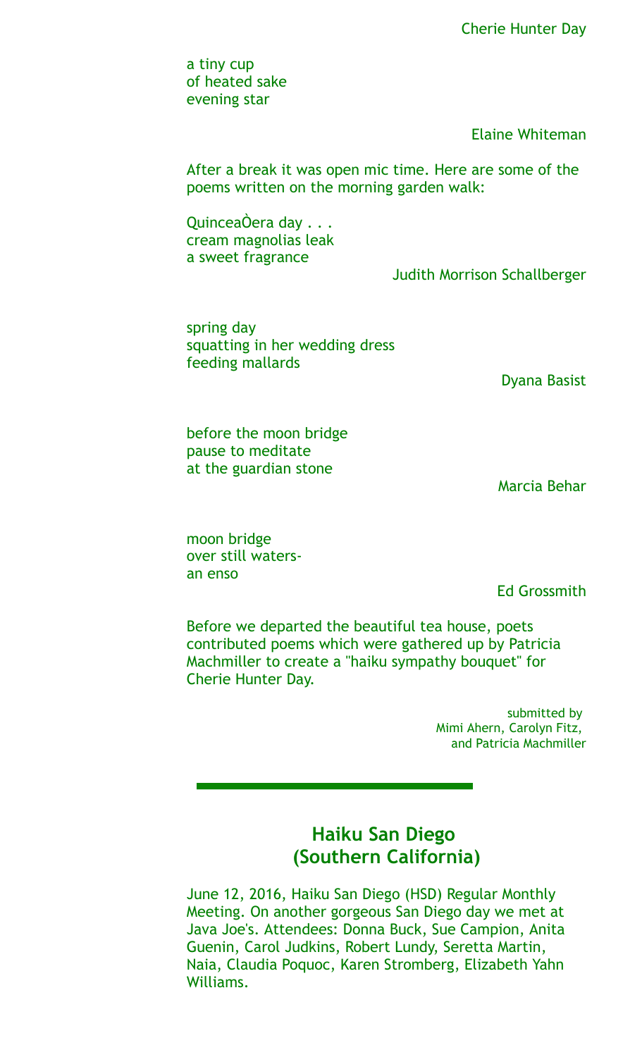Cherie Hunter Day

a tiny cup  
of heated sake  
evening star

Elaine Whiteman

After a break it was open mic time. Here are some of the poems written on the morning garden walk:

QuinceaÒera day . . .  
cream magnolias leak  
a sweet fragrance

Judith Morrison Schallberger

spring day  
squatting in her wedding dress  
feeding mallards

Dyana Basist

before the moon bridge  
pause to meditate  
at the guardian stone

Marcia Behar

moon bridge  
over still waters-  
an enso

Ed Grossmith

Before we departed the beautiful tea house, poets contributed poems which were gathered up by Patricia Machmiller to create a "haiku sympathy bouquet" for Cherie Hunter Day.

submitted by  
Mimi Ahern, Carolyn Fitz,  
and Patricia Machmiller

---

## Haiku San Diego (Southern California)

June 12, 2016, Haiku San Diego (HSD) Regular Monthly Meeting. On another gorgeous San Diego day we met at Java Joe's. Attendees: Donna Buck, Sue Campion, Anita Guenin, Carol Judkins, Robert Lundy, Seretta Martin, Naia, Claudia Poquoc, Karen Stromberg, Elizabeth Yahn Williams.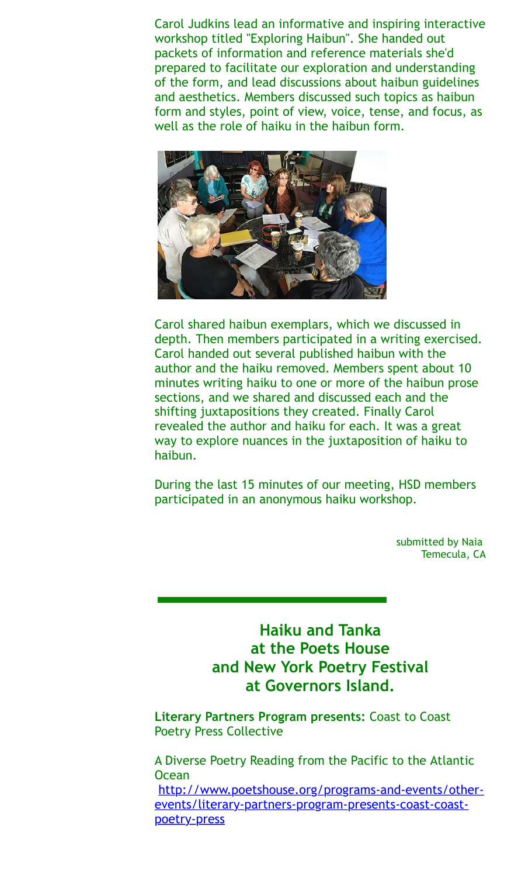Carol Judkins lead an informative and inspiring interactive workshop titled "Exploring Haibun". She handed out packets of information and reference materials she'd prepared to facilitate our exploration and understanding of the form, and lead discussions about haibun guidelines and aesthetics. Members discussed such topics as haibun form and styles, point of view, voice, tense, and focus, as well as the role of haiku in the haibun form.

Carol shared haibun exemplars, which we discussed in depth. Then members participated in a writing exercised. Carol handed out several published haibun with the author and the haiku removed. Members spent about 10 minutes writing haiku to one or more of the haibun prose sections, and we shared and discussed each and the shifting juxtapositions they created. Finally Carol revealed the author and haiku for each. It was a great way to explore nuances in the juxtaposition of haiku to haibun.

During the last 15 minutes of our meeting, HSD members participated in an anonymous haiku workshop.

submitted by Naia
Temecula, CA

---

## Haiku and Tanka at the Poets House and New York Poetry Festival at Governors Island.

**Literary Partners Program presents:** Coast to Coast Poetry Press Collective

A Diverse Poetry Reading from the Pacific to the Atlantic Ocean
http://www.poetshouse.org/programs-and-events/other-events/literary-partners-program-presents-coast-coast-poetry-press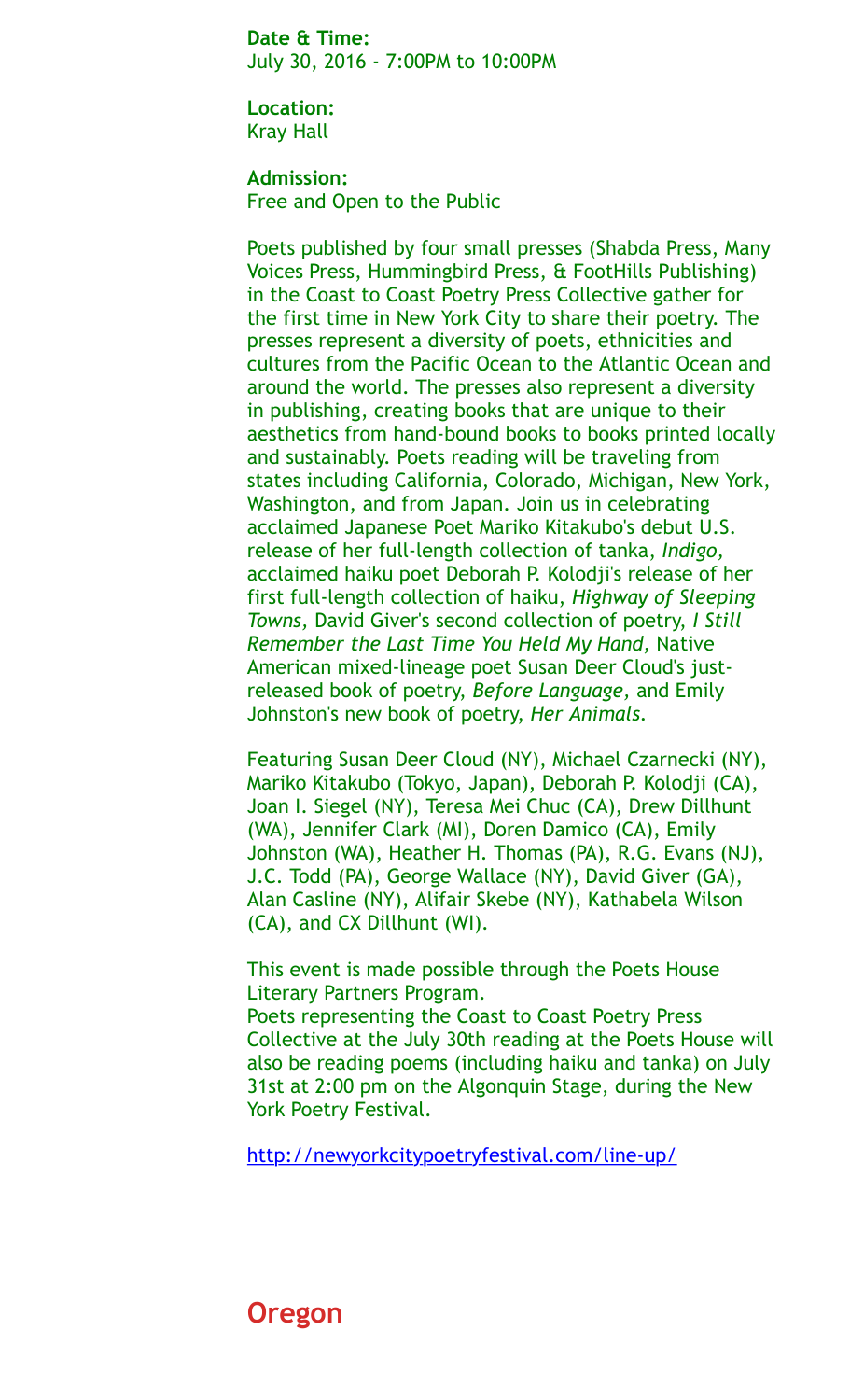**Date & Time:**
July 30, 2016 - 7:00PM to 10:00PM

**Location:**
Kray Hall

**Admission:**
Free and Open to the Public

Poets published by four small presses (Shabda Press, Many Voices Press, Hummingbird Press, & FootHills Publishing) in the Coast to Coast Poetry Press Collective gather for the first time in New York City to share their poetry. The presses represent a diversity of poets, ethnicities and cultures from the Pacific Ocean to the Atlantic Ocean and around the world. The presses also represent a diversity in publishing, creating books that are unique to their aesthetics from hand-bound books to books printed locally and sustainably. Poets reading will be traveling from states including California, Colorado, Michigan, New York, Washington, and from Japan. Join us in celebrating acclaimed Japanese Poet Mariko Kitakubo's debut U.S. release of her full-length collection of tanka, *Indigo,* acclaimed haiku poet Deborah P. Kolodji's release of her first full-length collection of haiku, *Highway of Sleeping Towns,* David Giver's second collection of poetry, *I Still Remember the Last Time You Held My Hand,* Native American mixed-lineage poet Susan Deer Cloud's just-released book of poetry, *Before Language,* and Emily Johnston's new book of poetry, *Her Animals.*

Featuring Susan Deer Cloud (NY), Michael Czarnecki (NY), Mariko Kitakubo (Tokyo, Japan), Deborah P. Kolodji (CA), Joan I. Siegel (NY), Teresa Mei Chuc (CA), Drew Dillhunt (WA), Jennifer Clark (MI), Doren Damico (CA), Emily Johnston (WA), Heather H. Thomas (PA), R.G. Evans (NJ), J.C. Todd (PA), George Wallace (NY), David Giver (GA), Alan Casline (NY), Alifair Skebe (NY), Kathabela Wilson (CA), and CX Dillhunt (WI).

This event is made possible through the Poets House Literary Partners Program.
Poets representing the Coast to Coast Poetry Press Collective at the July 30th reading at the Poets House will also be reading poems (including haiku and tanka) on July 31st at 2:00 pm on the Algonquin Stage, during the New York Poetry Festival.

http://newyorkcitypoetryfestival.com/line-up/

## Oregon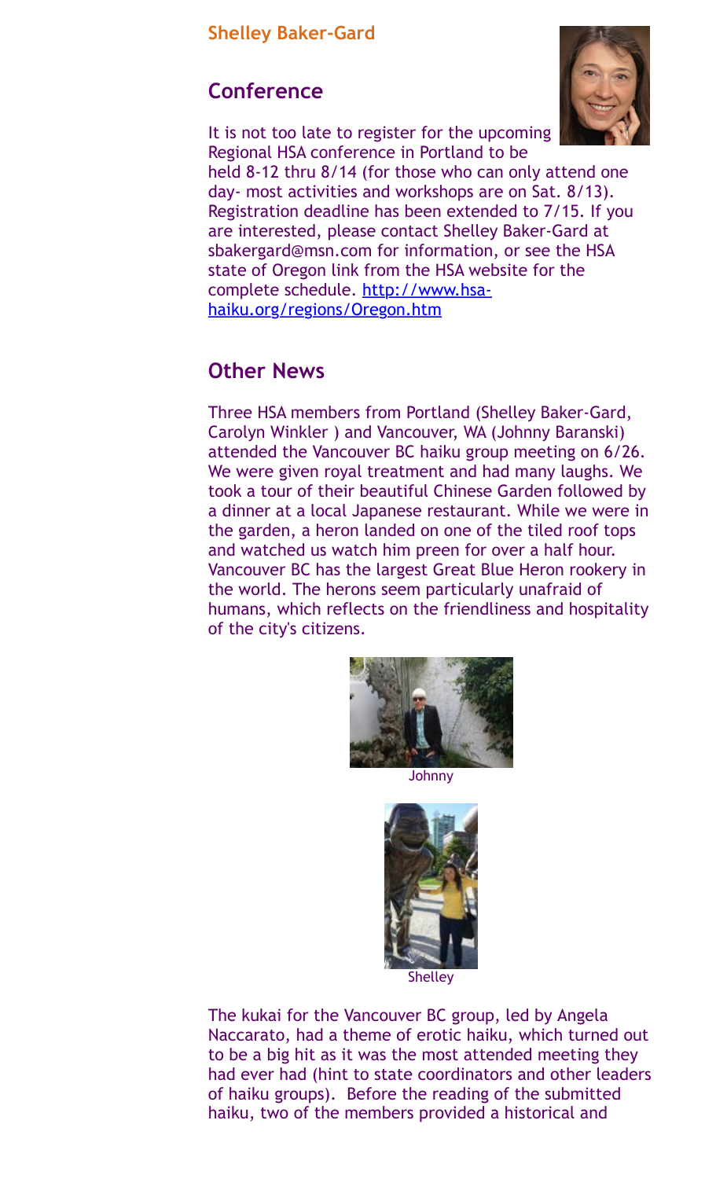**Shelley Baker-Gard**

## Conference

It is not too late to register for the upcoming Regional HSA conference in Portland to be held 8-12 thru 8/14 (for those who can only attend one day- most activities and workshops are on Sat. 8/13). Registration deadline has been extended to 7/15. If you are interested, please contact Shelley Baker-Gard at sbakergard@msn.com for information, or see the HSA state of Oregon link from the HSA website for the complete schedule. [http://www.hsa-haiku.org/regions/Oregon.htm](http://www.hsa-haiku.org/regions/Oregon.htm)

## Other News

Three HSA members from Portland (Shelley Baker-Gard, Carolyn Winkler ) and Vancouver, WA (Johnny Baranski) attended the Vancouver BC haiku group meeting on 6/26. We were given royal treatment and had many laughs. We took a tour of their beautiful Chinese Garden followed by a dinner at a local Japanese restaurant. While we were in the garden, a heron landed on one of the tiled roof tops and watched us watch him preen for over a half hour. Vancouver BC has the largest Great Blue Heron rookery in the world. The herons seem particularly unafraid of humans, which reflects on the friendliness and hospitality of the city's citizens.

Johnny

Shelley

The kukai for the Vancouver BC group, led by Angela Naccarato, had a theme of erotic haiku, which turned out to be a big hit as it was the most attended meeting they had ever had (hint to state coordinators and other leaders of haiku groups). Before the reading of the submitted haiku, two of the members provided a historical and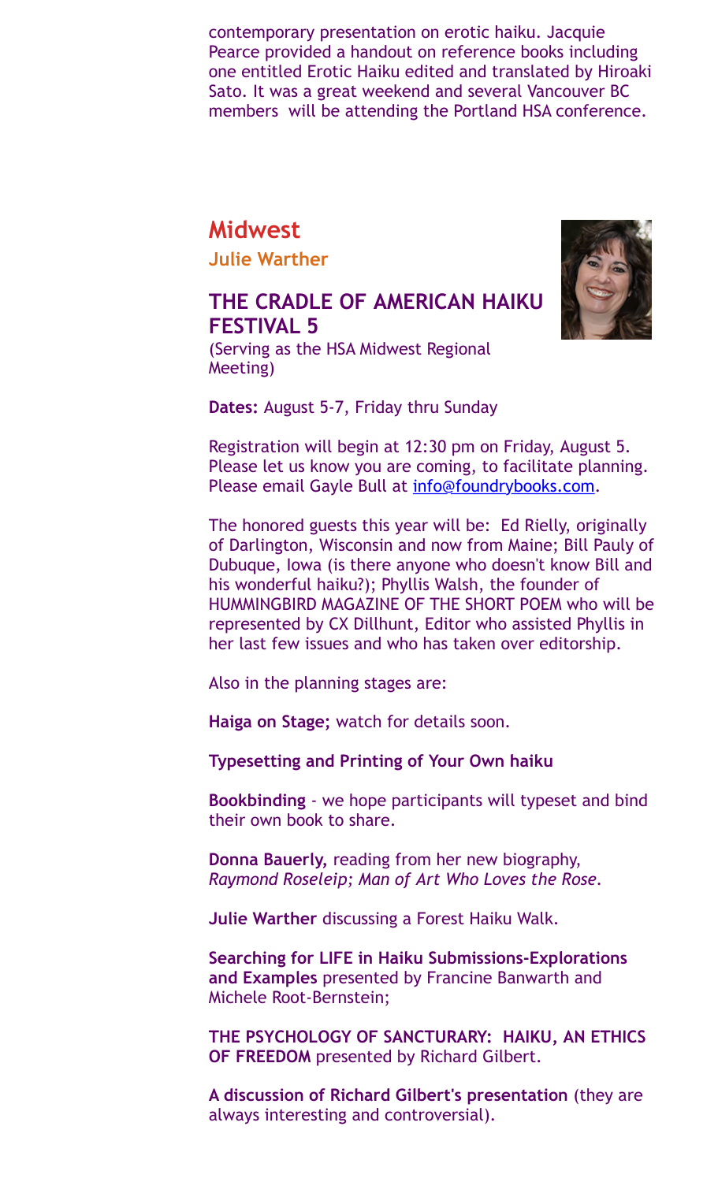contemporary presentation on erotic haiku. Jacquie Pearce provided a handout on reference books including one entitled Erotic Haiku edited and translated by Hiroaki Sato. It was a great weekend and several Vancouver BC members will be attending the Portland HSA conference.

## Midwest

**Julie Warther**

### THE CRADLE OF AMERICAN HAIKU FESTIVAL 5

(Serving as the HSA Midwest Regional Meeting)

**Dates:** August 5-7, Friday thru Sunday

Registration will begin at 12:30 pm on Friday, August 5. Please let us know you are coming, to facilitate planning. Please email Gayle Bull at info@foundrybooks.com.

The honored guests this year will be: Ed Rielly, originally of Darlington, Wisconsin and now from Maine; Bill Pauly of Dubuque, Iowa (is there anyone who doesn't know Bill and his wonderful haiku?); Phyllis Walsh, the founder of HUMMINGBIRD MAGAZINE OF THE SHORT POEM who will be represented by CX Dillhunt, Editor who assisted Phyllis in her last few issues and who has taken over editorship.

Also in the planning stages are:

**Haiga on Stage;** watch for details soon.

**Typesetting and Printing of Your Own haiku**

**Bookbinding** - we hope participants will typeset and bind their own book to share.

**Donna Bauerly,** reading from her new biography, *Raymond Roseleip; Man of Art Who Loves the Rose.*

**Julie Warther** discussing a Forest Haiku Walk.

**Searching for LIFE in Haiku Submissions-Explorations and Examples** presented by Francine Banwarth and Michele Root-Bernstein;

**THE PSYCHOLOGY OF SANCTURARY: HAIKU, AN ETHICS OF FREEDOM** presented by Richard Gilbert.

**A discussion of Richard Gilbert's presentation** (they are always interesting and controversial).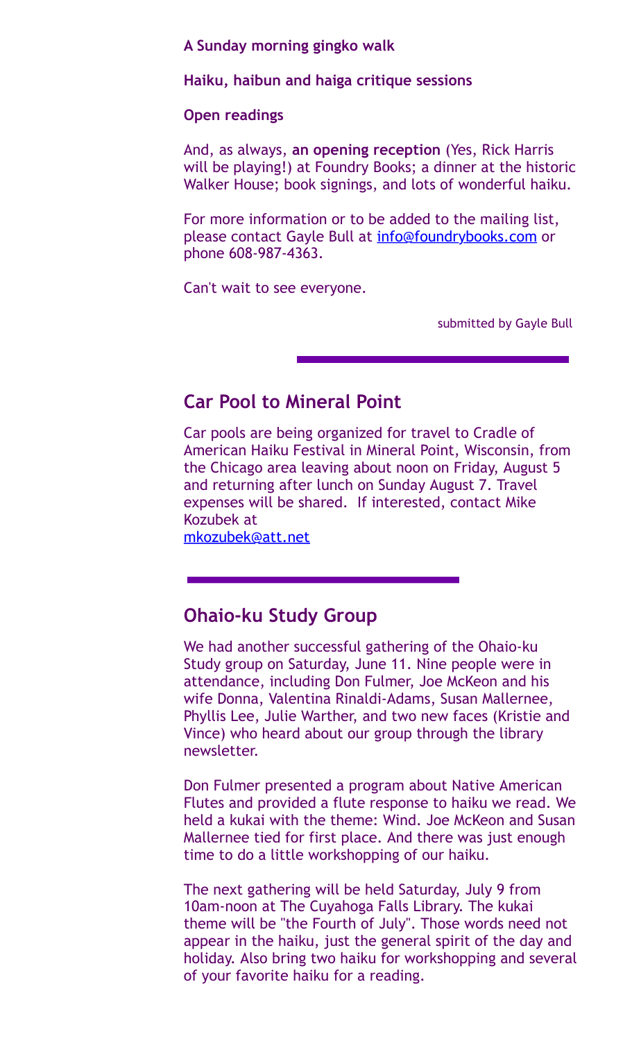**A Sunday morning gingko walk**

**Haiku, haibun and haiga critique sessions**

**Open readings**

And, as always, **an opening reception** (Yes, Rick Harris will be playing!) at Foundry Books; a dinner at the historic Walker House; book signings, and lots of wonderful haiku.

For more information or to be added to the mailing list, please contact Gayle Bull at info@foundrybooks.com or phone 608-987-4363.

Can't wait to see everyone.

submitted by Gayle Bull

## Car Pool to Mineral Point

Car pools are being organized for travel to Cradle of American Haiku Festival in Mineral Point, Wisconsin, from the Chicago area leaving about noon on Friday, August 5 and returning after lunch on Sunday August 7. Travel expenses will be shared. If interested, contact Mike Kozubek at mkozubek@att.net

## Ohaio-ku Study Group

We had another successful gathering of the Ohaio-ku Study group on Saturday, June 11. Nine people were in attendance, including Don Fulmer, Joe McKeon and his wife Donna, Valentina Rinaldi-Adams, Susan Mallernee, Phyllis Lee, Julie Warther, and two new faces (Kristie and Vince) who heard about our group through the library newsletter.

Don Fulmer presented a program about Native American Flutes and provided a flute response to haiku we read. We held a kukai with the theme: Wind. Joe McKeon and Susan Mallernee tied for first place. And there was just enough time to do a little workshopping of our haiku.

The next gathering will be held Saturday, July 9 from 10am-noon at The Cuyahoga Falls Library. The kukai theme will be "the Fourth of July". Those words need not appear in the haiku, just the general spirit of the day and holiday. Also bring two haiku for workshopping and several of your favorite haiku for a reading.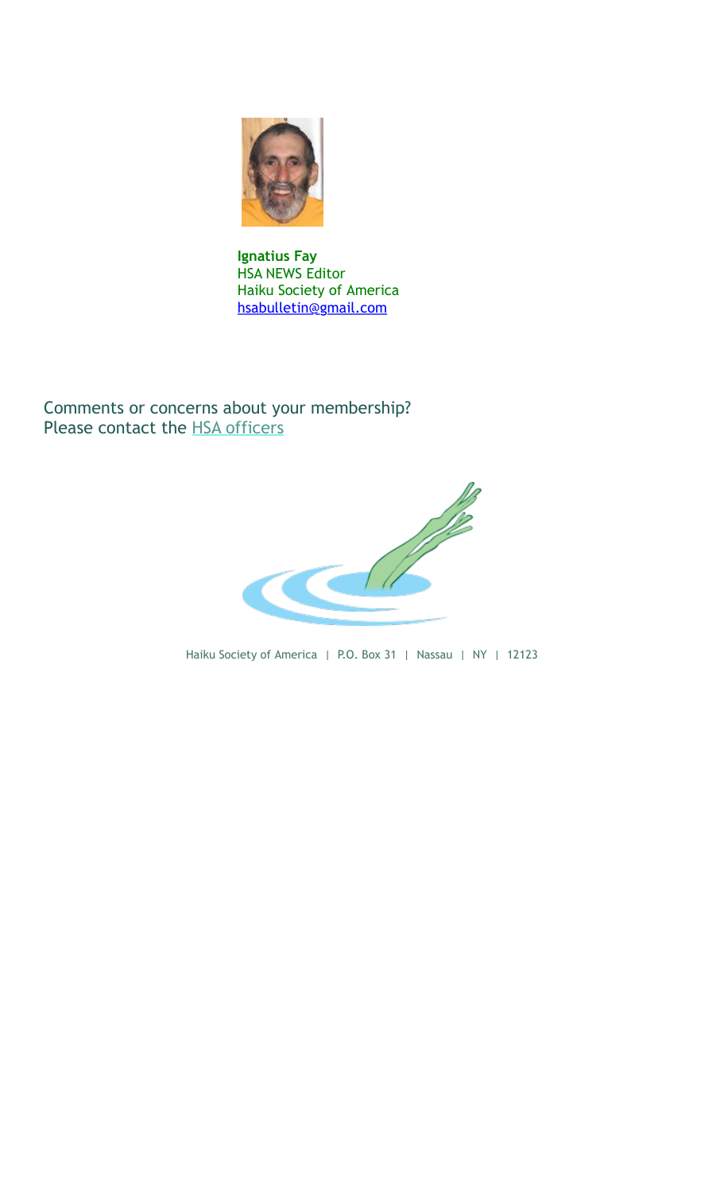**Ignatius Fay**
HSA NEWS Editor
Haiku Society of America
hsabulletin@gmail.com

Comments or concerns about your membership?
Please contact the HSA officers

Haiku Society of America | P.O. Box 31 | Nassau | NY | 12123